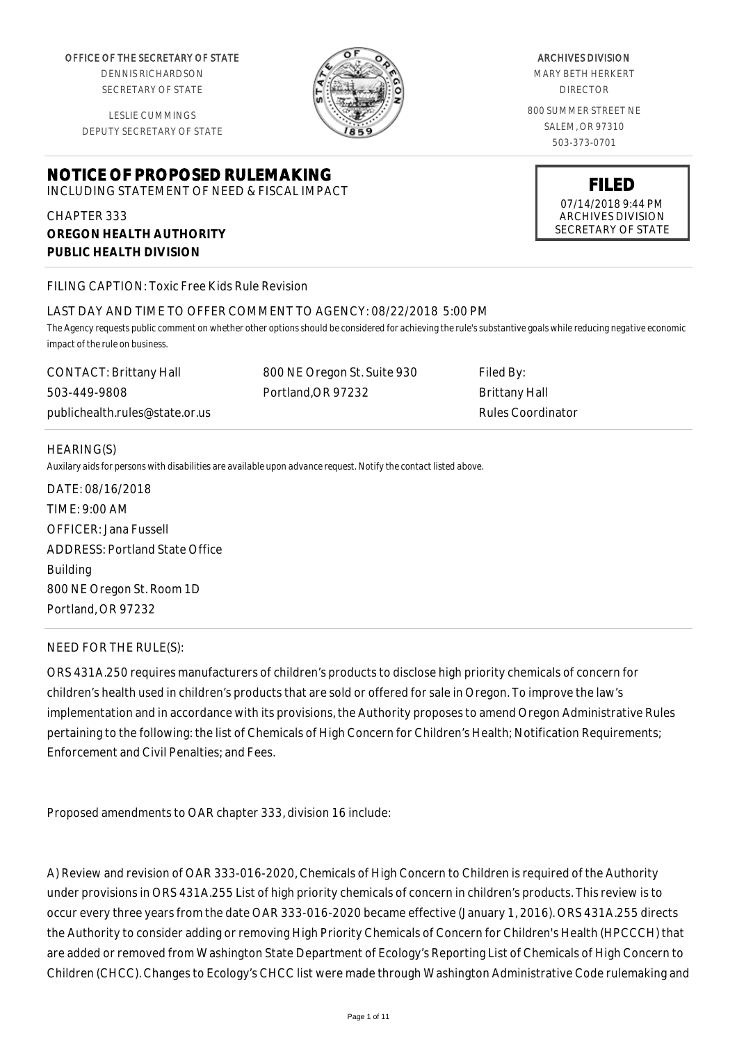OFFICE OF THE SECRETARY OF STATE
DENNIS RICHARDSON
SECRETARY OF STATE

LESLIE CUMMINGS
DEPUTY SECRETARY OF STATE

ARCHIVES DIVISION
MARY BETH HERKERT
DIRECTOR

800 SUMMER STREET NE
SALEM, OR 97310
503-373-0701

**FILED**
07/14/2018 9:44 PM
ARCHIVES DIVISION
SECRETARY OF STATE

# NOTICE OF PROPOSED RULEMAKING

INCLUDING STATEMENT OF NEED & FISCAL IMPACT

CHAPTER 333
**OREGON HEALTH AUTHORITY**
**PUBLIC HEALTH DIVISION**

FILING CAPTION: Toxic Free Kids Rule Revision

LAST DAY AND TIME TO OFFER COMMENT TO AGENCY: 08/22/2018 5:00 PM

*The Agency requests public comment on whether other options should be considered for achieving the rule's substantive goals while reducing negative economic impact of the rule on business.*

| CONTACT: Brittany Hall | 800 NE Oregon St. Suite 930 | Filed By: |
|---|---|---|
| 503-449-9808 | Portland,OR 97232 | Brittany Hall |
| publichealth.rules@state.or.us | | Rules Coordinator |

HEARING(S)

*Auxilary aids for persons with disabilities are available upon advance request. Notify the contact listed above.*

DATE: 08/16/2018
TIME: 9:00 AM
OFFICER: Jana Fussell
ADDRESS: Portland State Office Building
800 NE Oregon St. Room 1D
Portland, OR 97232

NEED FOR THE RULE(S):

ORS 431A.250 requires manufacturers of children's products to disclose high priority chemicals of concern for children's health used in children's products that are sold or offered for sale in Oregon. To improve the law's implementation and in accordance with its provisions, the Authority proposes to amend Oregon Administrative Rules pertaining to the following: the list of Chemicals of High Concern for Children's Health; Notification Requirements; Enforcement and Civil Penalties; and Fees.

Proposed amendments to OAR chapter 333, division 16 include:

A) Review and revision of OAR 333-016-2020, Chemicals of High Concern to Children is required of the Authority under provisions in ORS 431A.255 List of high priority chemicals of concern in children's products. This review is to occur every three years from the date OAR 333-016-2020 became effective (January 1, 2016). ORS 431A.255 directs the Authority to consider adding or removing High Priority Chemicals of Concern for Children's Health (HPCCCH) that are added or removed from Washington State Department of Ecology's Reporting List of Chemicals of High Concern to Children (CHCC). Changes to Ecology's CHCC list were made through Washington Administrative Code rulemaking and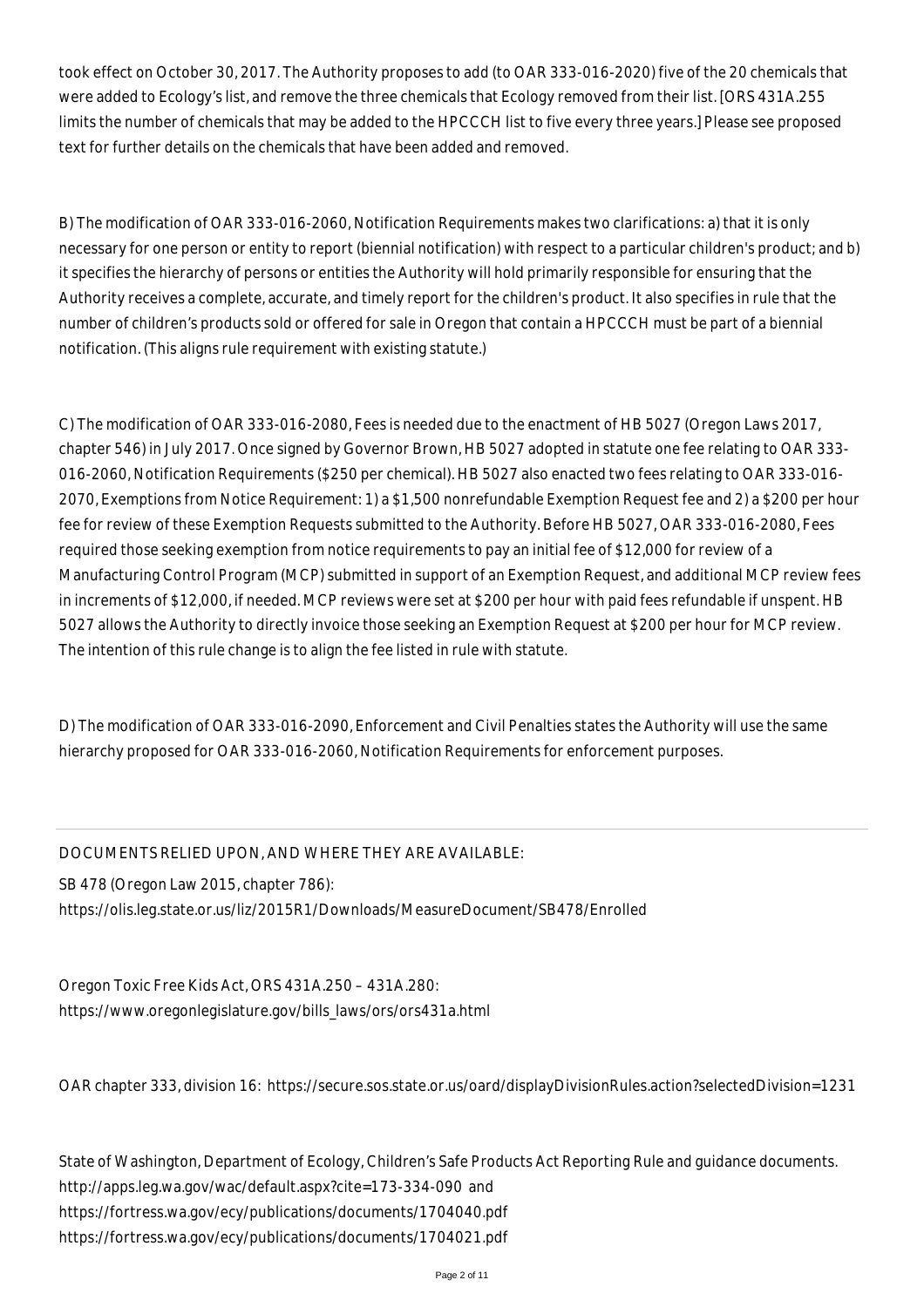took effect on October 30, 2017. The Authority proposes to add (to OAR 333-016-2020) five of the 20 chemicals that were added to Ecology's list, and remove the three chemicals that Ecology removed from their list. [ORS 431A.255 limits the number of chemicals that may be added to the HPCCCH list to five every three years.] Please see proposed text for further details on the chemicals that have been added and removed.

B) The modification of OAR 333-016-2060, Notification Requirements makes two clarifications: a) that it is only necessary for one person or entity to report (biennial notification) with respect to a particular children's product; and b) it specifies the hierarchy of persons or entities the Authority will hold primarily responsible for ensuring that the Authority receives a complete, accurate, and timely report for the children's product. It also specifies in rule that the number of children's products sold or offered for sale in Oregon that contain a HPCCCH must be part of a biennial notification. (This aligns rule requirement with existing statute.)

C) The modification of OAR 333-016-2080, Fees is needed due to the enactment of HB 5027 (Oregon Laws 2017, chapter 546) in July 2017. Once signed by Governor Brown, HB 5027 adopted in statute one fee relating to OAR 333-016-2060, Notification Requirements ($250 per chemical). HB 5027 also enacted two fees relating to OAR 333-016-2070, Exemptions from Notice Requirement: 1) a $1,500 nonrefundable Exemption Request fee and 2) a $200 per hour fee for review of these Exemption Requests submitted to the Authority. Before HB 5027, OAR 333-016-2080, Fees required those seeking exemption from notice requirements to pay an initial fee of $12,000 for review of a Manufacturing Control Program (MCP) submitted in support of an Exemption Request, and additional MCP review fees in increments of $12,000, if needed. MCP reviews were set at $200 per hour with paid fees refundable if unspent. HB 5027 allows the Authority to directly invoice those seeking an Exemption Request at $200 per hour for MCP review. The intention of this rule change is to align the fee listed in rule with statute.

D) The modification of OAR 333-016-2090, Enforcement and Civil Penalties states the Authority will use the same hierarchy proposed for OAR 333-016-2060, Notification Requirements for enforcement purposes.

---

DOCUMENTS RELIED UPON, AND WHERE THEY ARE AVAILABLE:

SB 478 (Oregon Law 2015, chapter 786):
https://olis.leg.state.or.us/liz/2015R1/Downloads/MeasureDocument/SB478/Enrolled

Oregon Toxic Free Kids Act, ORS 431A.250 – 431A.280:
https://www.oregonlegislature.gov/bills_laws/ors/ors431a.html

OAR chapter 333, division 16: https://secure.sos.state.or.us/oard/displayDivisionRules.action?selectedDivision=1231

State of Washington, Department of Ecology, Children's Safe Products Act Reporting Rule and guidance documents.
http://apps.leg.wa.gov/wac/default.aspx?cite=173-334-090 and
https://fortress.wa.gov/ecy/publications/documents/1704040.pdf
https://fortress.wa.gov/ecy/publications/documents/1704021.pdf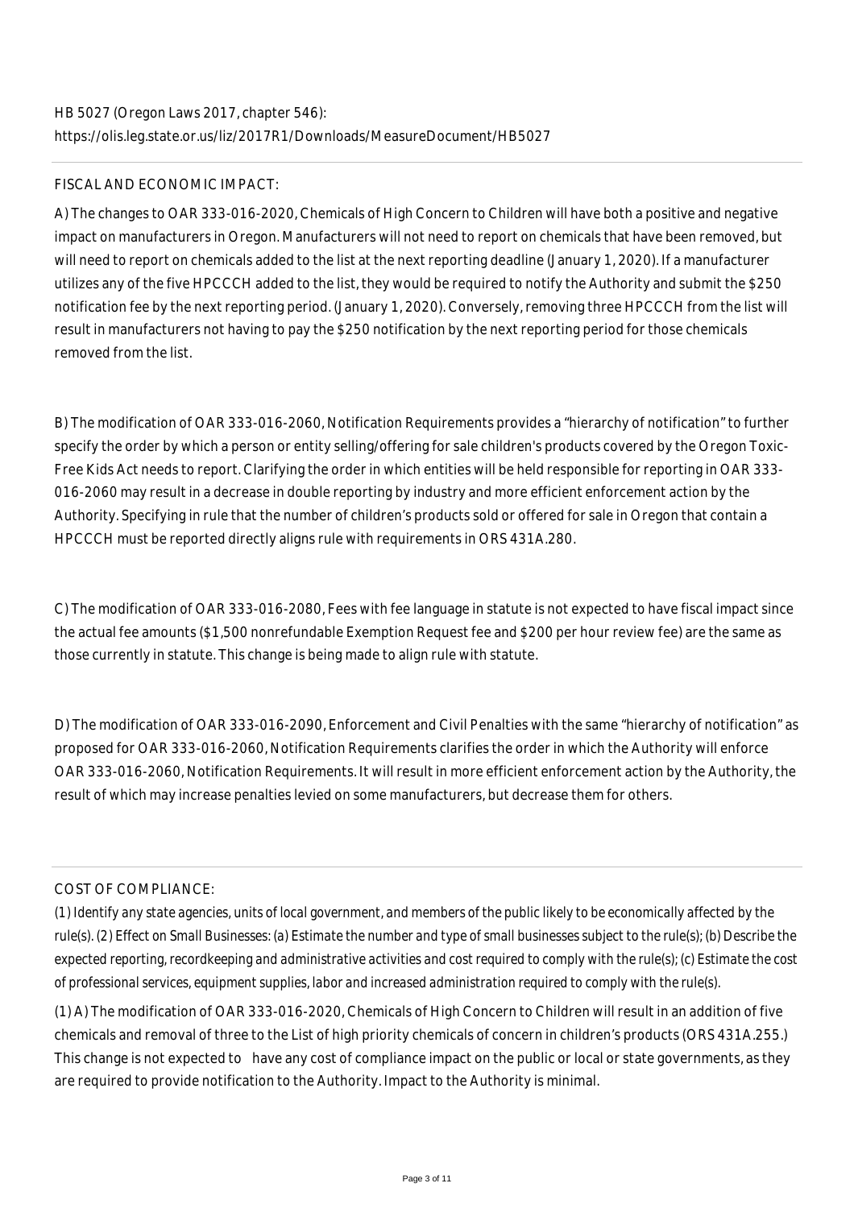HB 5027 (Oregon Laws 2017, chapter 546):
https://olis.leg.state.or.us/liz/2017R1/Downloads/MeasureDocument/HB5027

FISCAL AND ECONOMIC IMPACT:

A) The changes to OAR 333-016-2020, Chemicals of High Concern to Children will have both a positive and negative impact on manufacturers in Oregon. Manufacturers will not need to report on chemicals that have been removed, but will need to report on chemicals added to the list at the next reporting deadline (January 1, 2020). If a manufacturer utilizes any of the five HPCCCH added to the list, they would be required to notify the Authority and submit the $250 notification fee by the next reporting period. (January 1, 2020). Conversely, removing three HPCCCH from the list will result in manufacturers not having to pay the $250 notification by the next reporting period for those chemicals removed from the list.

B) The modification of OAR 333-016-2060, Notification Requirements provides a "hierarchy of notification" to further specify the order by which a person or entity selling/offering for sale children's products covered by the Oregon Toxic-Free Kids Act needs to report. Clarifying the order in which entities will be held responsible for reporting in OAR 333-016-2060 may result in a decrease in double reporting by industry and more efficient enforcement action by the Authority. Specifying in rule that the number of children's products sold or offered for sale in Oregon that contain a HPCCCH must be reported directly aligns rule with requirements in ORS 431A.280.

C) The modification of OAR 333-016-2080, Fees with fee language in statute is not expected to have fiscal impact since the actual fee amounts ($1,500 nonrefundable Exemption Request fee and $200 per hour review fee) are the same as those currently in statute. This change is being made to align rule with statute.

D) The modification of OAR 333-016-2090, Enforcement and Civil Penalties with the same "hierarchy of notification" as proposed for OAR 333-016-2060, Notification Requirements clarifies the order in which the Authority will enforce OAR 333-016-2060, Notification Requirements. It will result in more efficient enforcement action by the Authority, the result of which may increase penalties levied on some manufacturers, but decrease them for others.

COST OF COMPLIANCE:

*(1) Identify any state agencies, units of local government, and members of the public likely to be economically affected by the rule(s). (2) Effect on Small Businesses: (a) Estimate the number and type of small businesses subject to the rule(s); (b) Describe the expected reporting, recordkeeping and administrative activities and cost required to comply with the rule(s); (c) Estimate the cost of professional services, equipment supplies, labor and increased administration required to comply with the rule(s).*

(1) A) The modification of OAR 333-016-2020, Chemicals of High Concern to Children will result in an addition of five chemicals and removal of three to the List of high priority chemicals of concern in children's products (ORS 431A.255.) This change is not expected to have any cost of compliance impact on the public or local or state governments, as they are required to provide notification to the Authority. Impact to the Authority is minimal.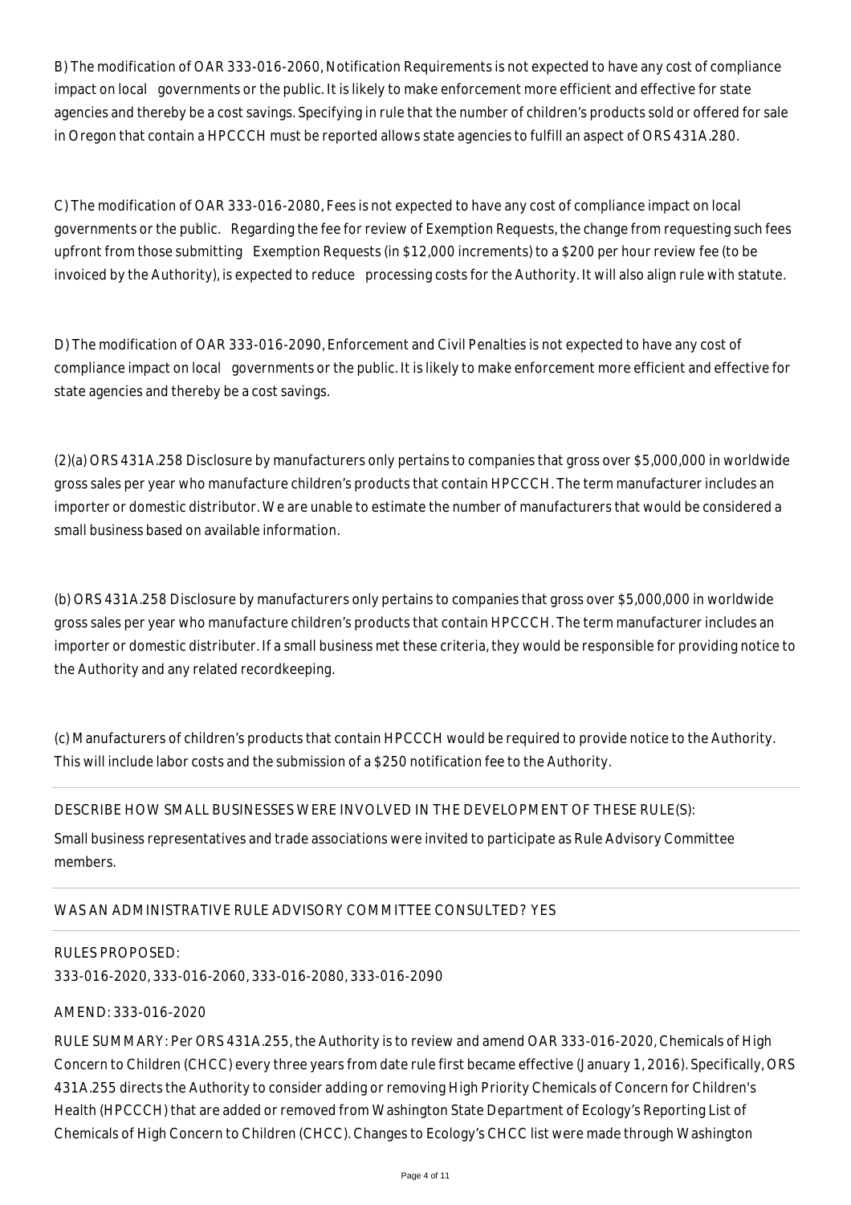B) The modification of OAR 333-016-2060, Notification Requirements is not expected to have any cost of compliance impact on local governments or the public. It is likely to make enforcement more efficient and effective for state agencies and thereby be a cost savings. Specifying in rule that the number of children's products sold or offered for sale in Oregon that contain a HPCCCH must be reported allows state agencies to fulfill an aspect of ORS 431A.280.

C) The modification of OAR 333-016-2080, Fees is not expected to have any cost of compliance impact on local governments or the public. Regarding the fee for review of Exemption Requests, the change from requesting such fees upfront from those submitting Exemption Requests (in $12,000 increments) to a $200 per hour review fee (to be invoiced by the Authority), is expected to reduce processing costs for the Authority. It will also align rule with statute.

D) The modification of OAR 333-016-2090, Enforcement and Civil Penalties is not expected to have any cost of compliance impact on local governments or the public. It is likely to make enforcement more efficient and effective for state agencies and thereby be a cost savings.

(2)(a) ORS 431A.258 Disclosure by manufacturers only pertains to companies that gross over $5,000,000 in worldwide gross sales per year who manufacture children's products that contain HPCCCH. The term manufacturer includes an importer or domestic distributor. We are unable to estimate the number of manufacturers that would be considered a small business based on available information.

(b) ORS 431A.258 Disclosure by manufacturers only pertains to companies that gross over $5,000,000 in worldwide gross sales per year who manufacture children's products that contain HPCCCH. The term manufacturer includes an importer or domestic distributer. If a small business met these criteria, they would be responsible for providing notice to the Authority and any related recordkeeping.

(c) Manufacturers of children's products that contain HPCCCH would be required to provide notice to the Authority. This will include labor costs and the submission of a $250 notification fee to the Authority.

DESCRIBE HOW SMALL BUSINESSES WERE INVOLVED IN THE DEVELOPMENT OF THESE RULE(S):

Small business representatives and trade associations were invited to participate as Rule Advisory Committee members.

WAS AN ADMINISTRATIVE RULE ADVISORY COMMITTEE CONSULTED? YES

RULES PROPOSED:

333-016-2020, 333-016-2060, 333-016-2080, 333-016-2090

AMEND: 333-016-2020

RULE SUMMARY: Per ORS 431A.255, the Authority is to review and amend OAR 333-016-2020, Chemicals of High Concern to Children (CHCC) every three years from date rule first became effective (January 1, 2016). Specifically, ORS 431A.255 directs the Authority to consider adding or removing High Priority Chemicals of Concern for Children's Health (HPCCCH) that are added or removed from Washington State Department of Ecology's Reporting List of Chemicals of High Concern to Children (CHCC). Changes to Ecology's CHCC list were made through Washington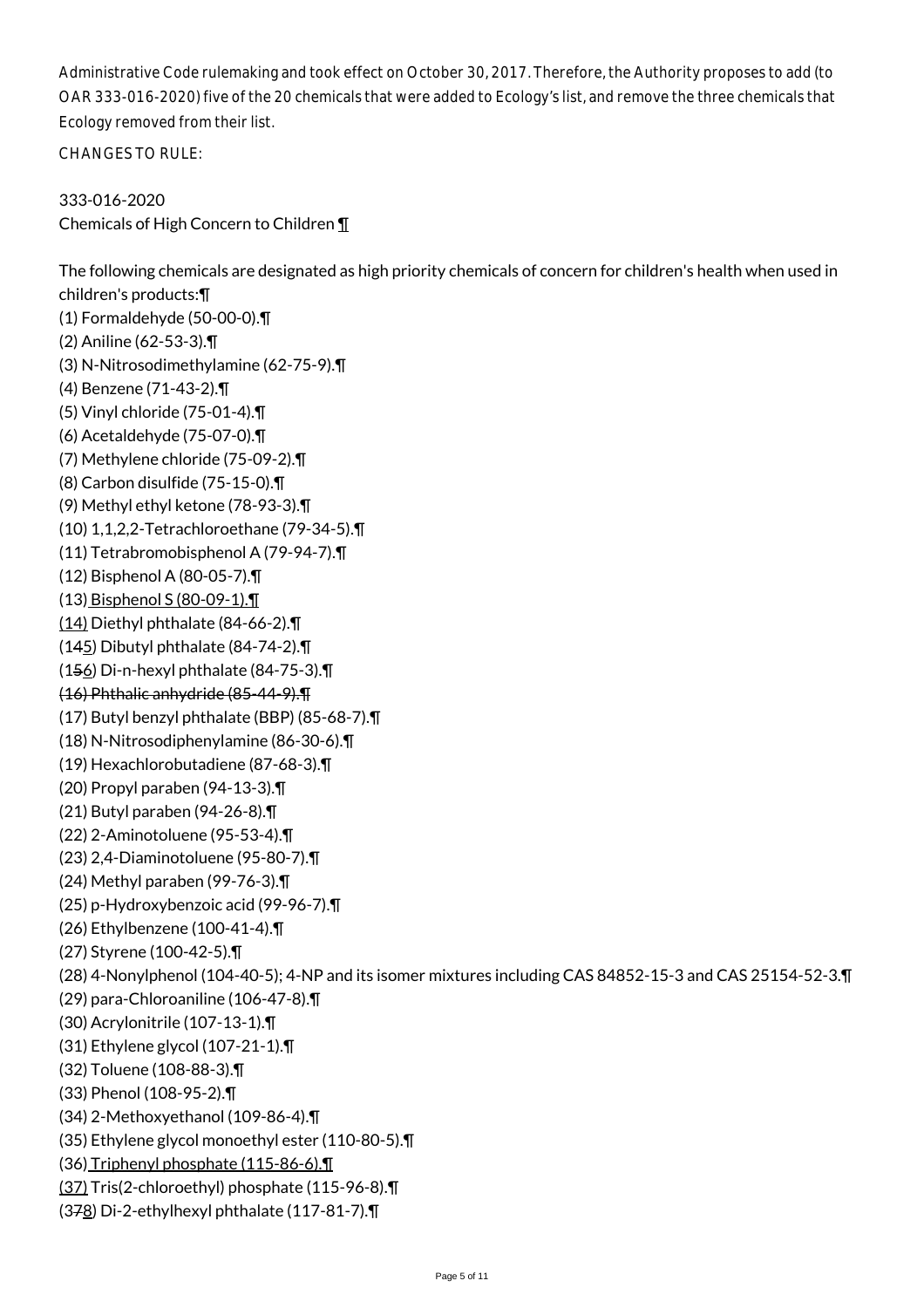Administrative Code rulemaking and took effect on October 30, 2017. Therefore, the Authority proposes to add (to OAR 333-016-2020) five of the 20 chemicals that were added to Ecology's list, and remove the three chemicals that Ecology removed from their list.

CHANGES TO RULE:

333-016-2020
Chemicals of High Concern to Children ¶

The following chemicals are designated as high priority chemicals of concern for children's health when used in children's products:¶
(1) Formaldehyde (50-00-0).¶
(2) Aniline (62-53-3).¶
(3) N-Nitrosodimethylamine (62-75-9).¶
(4) Benzene (71-43-2).¶
(5) Vinyl chloride (75-01-4).¶
(6) Acetaldehyde (75-07-0).¶
(7) Methylene chloride (75-09-2).¶
(8) Carbon disulfide (75-15-0).¶
(9) Methyl ethyl ketone (78-93-3).¶
(10) 1,1,2,2-Tetrachloroethane (79-34-5).¶
(11) Tetrabromobisphenol A (79-94-7).¶
(12) Bisphenol A (80-05-7).¶
(13)<u> Bisphenol S (80-09-1).¶</u>
<u>(14)</u> Diethyl phthalate (84-66-2).¶
(1~~4~~<u>5</u>) Dibutyl phthalate (84-74-2).¶
(1~~5~~<u>6</u>) Di-n-hexyl phthalate (84-75-3).¶
~~(16) Phthalic anhydride (85-44-9).¶~~
(17) Butyl benzyl phthalate (BBP) (85-68-7).¶
(18) N-Nitrosodiphenylamine (86-30-6).¶
(19) Hexachlorobutadiene (87-68-3).¶
(20) Propyl paraben (94-13-3).¶
(21) Butyl paraben (94-26-8).¶
(22) 2-Aminotoluene (95-53-4).¶
(23) 2,4-Diaminotoluene (95-80-7).¶
(24) Methyl paraben (99-76-3).¶
(25) p-Hydroxybenzoic acid (99-96-7).¶
(26) Ethylbenzene (100-41-4).¶
(27) Styrene (100-42-5).¶
(28) 4-Nonylphenol (104-40-5); 4-NP and its isomer mixtures including CAS 84852-15-3 and CAS 25154-52-3.¶
(29) para-Chloroaniline (106-47-8).¶
(30) Acrylonitrile (107-13-1).¶
(31) Ethylene glycol (107-21-1).¶
(32) Toluene (108-88-3).¶
(33) Phenol (108-95-2).¶
(34) 2-Methoxyethanol (109-86-4).¶
(35) Ethylene glycol monoethyl ester (110-80-5).¶
(36)<u> Triphenyl phosphate (115-86-6).¶</u>
<u>(37)</u> Tris(2-chloroethyl) phosphate (115-96-8).¶
(3~~7~~<u>8</u>) Di-2-ethylhexyl phthalate (117-81-7).¶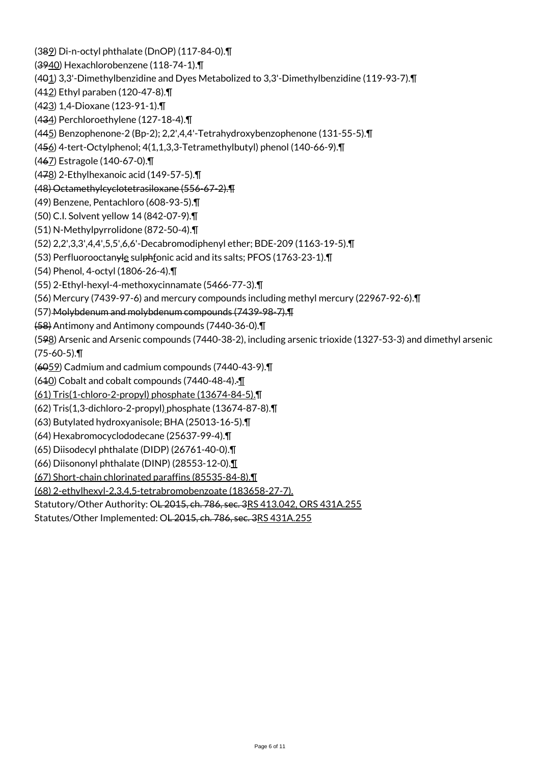(389) Di-n-octyl phthalate (DnOP) (117-84-0).¶

(3940) Hexachlorobenzene (118-74-1).¶

(401) 3,3'-Dimethylbenzidine and Dyes Metabolized to 3,3'-Dimethylbenzidine (119-93-7).¶

(412) Ethyl paraben (120-47-8).¶

(423) 1,4-Dioxane (123-91-1).¶

(434) Perchloroethylene (127-18-4).¶

(445) Benzophenone-2 (Bp-2); 2,2',4,4'-Tetrahydroxybenzophenone (131-55-5).¶

(456) 4-tert-Octylphenol; 4(1,1,3,3-Tetramethylbutyl) phenol (140-66-9).¶

(467) Estragole (140-67-0).¶

(478) 2-Ethylhexanoic acid (149-57-5).¶

~~(48) Octamethylcyclotetrasiloxane (556-67-2).¶~~

(49) Benzene, Pentachloro (608-93-5).¶

(50) C.I. Solvent yellow 14 (842-07-9).¶

(51) N-Methylpyrrolidone (872-50-4).¶

(52) 2,2',3,3',4,4',5,5',6,6'-Decabromodiphenyl ether; BDE-209 (1163-19-5).¶

(53) Perfluorooctanyle sulphfonic acid and its salts; PFOS (1763-23-1).¶

(54) Phenol, 4-octyl (1806-26-4).¶

(55) 2-Ethyl-hexyl-4-methoxycinnamate (5466-77-3).¶

(56) Mercury (7439-97-6) and mercury compounds including methyl mercury (22967-92-6).¶

(57) ~~Molybdenum and molybdenum compounds (7439-98-7).¶~~

~~(58)~~ Antimony and Antimony compounds (7440-36-0).¶

(598) Arsenic and Arsenic compounds (7440-38-2), including arsenic trioxide (1327-53-3) and dimethyl arsenic (75-60-5).¶

(6059) Cadmium and cadmium compounds (7440-43-9).¶

(610) Cobalt and cobalt compounds (7440-48-4).¶

(61) Tris(1-chloro-2-propyl) phosphate (13674-84-5).¶

(62) Tris(1,3-dichloro-2-propyl) phosphate (13674-87-8).¶

(63) Butylated hydroxyanisole; BHA (25013-16-5).¶

(64) Hexabromocyclododecane (25637-99-4).¶

(65) Diisodecyl phthalate (DIDP) (26761-40-0).¶

(66) Diisononyl phthalate (DINP) (28553-12-0).¶

(67) Short-chain chlorinated paraffins (85535-84-8).¶

(68) 2-ethylhexyl-2,3,4,5-tetrabromobenzoate (183658-27-7).

Statutory/Other Authority: O~~L 2015, ch. 786, sec. 3~~RS 413.042, ORS 431A.255

Statutes/Other Implemented: O~~L 2015, ch. 786, sec. 3~~RS 431A.255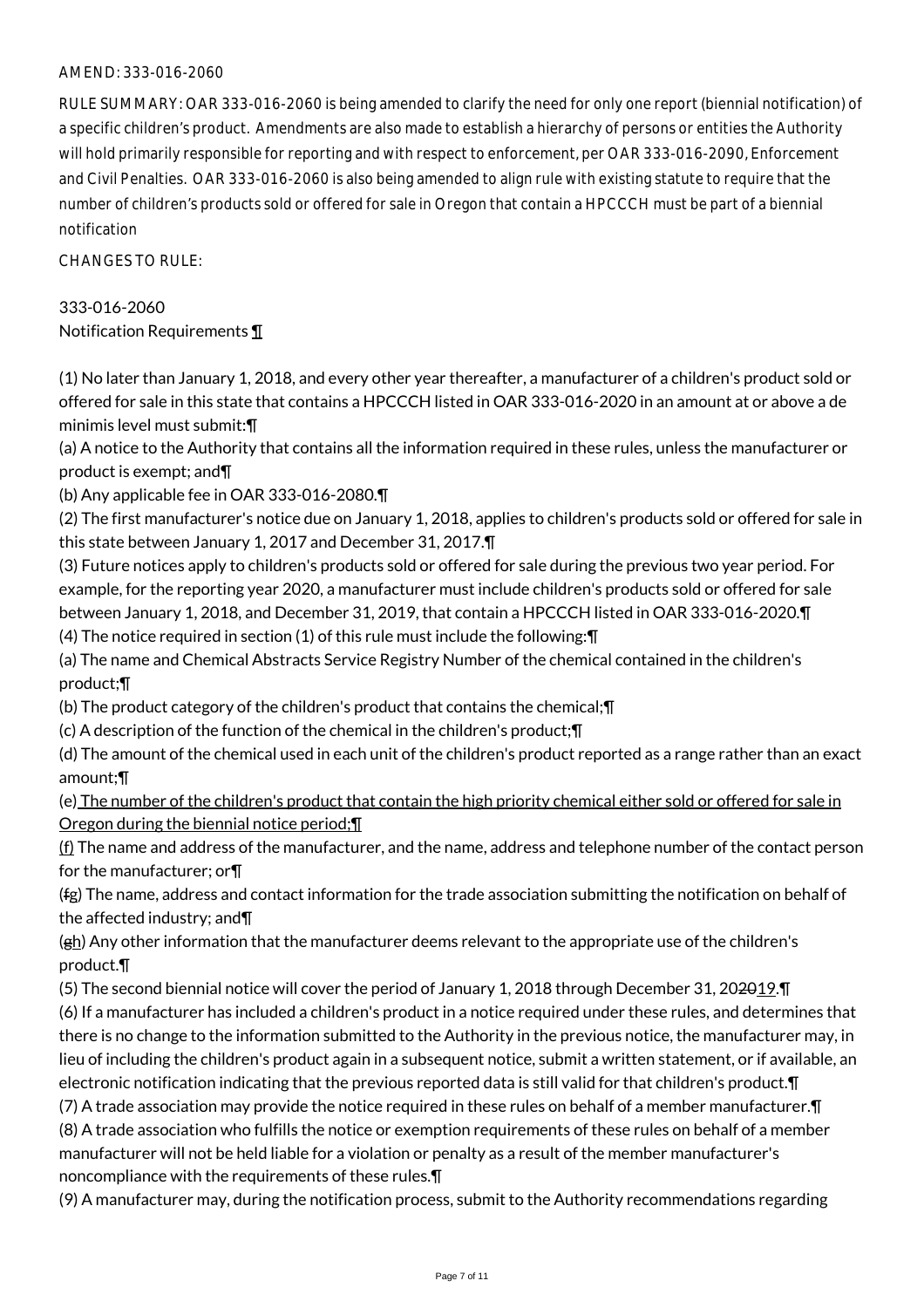AMEND: 333-016-2060

RULE SUMMARY: OAR 333-016-2060 is being amended to clarify the need for only one report (biennial notification) of a specific children's product. Amendments are also made to establish a hierarchy of persons or entities the Authority will hold primarily responsible for reporting and with respect to enforcement, per OAR 333-016-2090, Enforcement and Civil Penalties. OAR 333-016-2060 is also being amended to align rule with existing statute to require that the number of children's products sold or offered for sale in Oregon that contain a HPCCCH must be part of a biennial notification

CHANGES TO RULE:

333-016-2060
Notification Requirements ¶

(1) No later than January 1, 2018, and every other year thereafter, a manufacturer of a children's product sold or offered for sale in this state that contains a HPCCCH listed in OAR 333-016-2020 in an amount at or above a de minimis level must submit:¶
(a) A notice to the Authority that contains all the information required in these rules, unless the manufacturer or product is exempt; and¶
(b) Any applicable fee in OAR 333-016-2080.¶
(2) The first manufacturer's notice due on January 1, 2018, applies to children's products sold or offered for sale in this state between January 1, 2017 and December 31, 2017.¶
(3) Future notices apply to children's products sold or offered for sale during the previous two year period. For example, for the reporting year 2020, a manufacturer must include children's products sold or offered for sale between January 1, 2018, and December 31, 2019, that contain a HPCCCH listed in OAR 333-016-2020.¶
(4) The notice required in section (1) of this rule must include the following:¶
(a) The name and Chemical Abstracts Service Registry Number of the chemical contained in the children's product;¶
(b) The product category of the children's product that contains the chemical;¶
(c) A description of the function of the chemical in the children's product;¶
(d) The amount of the chemical used in each unit of the children's product reported as a range rather than an exact amount;¶
(e) The number of the children's product that contain the high priority chemical either sold or offered for sale in Oregon during the biennial notice period;¶
(f) The name and address of the manufacturer, and the name, address and telephone number of the contact person for the manufacturer; or¶
(~~f~~g) The name, address and contact information for the trade association submitting the notification on behalf of the affected industry; and¶
(~~g~~h) Any other information that the manufacturer deems relevant to the appropriate use of the children's product.¶
(5) The second biennial notice will cover the period of January 1, 2018 through December 31, 20~~20~~19.¶
(6) If a manufacturer has included a children's product in a notice required under these rules, and determines that there is no change to the information submitted to the Authority in the previous notice, the manufacturer may, in lieu of including the children's product again in a subsequent notice, submit a written statement, or if available, an electronic notification indicating that the previous reported data is still valid for that children's product.¶
(7) A trade association may provide the notice required in these rules on behalf of a member manufacturer.¶
(8) A trade association who fulfills the notice or exemption requirements of these rules on behalf of a member manufacturer will not be held liable for a violation or penalty as a result of the member manufacturer's noncompliance with the requirements of these rules.¶
(9) A manufacturer may, during the notification process, submit to the Authority recommendations regarding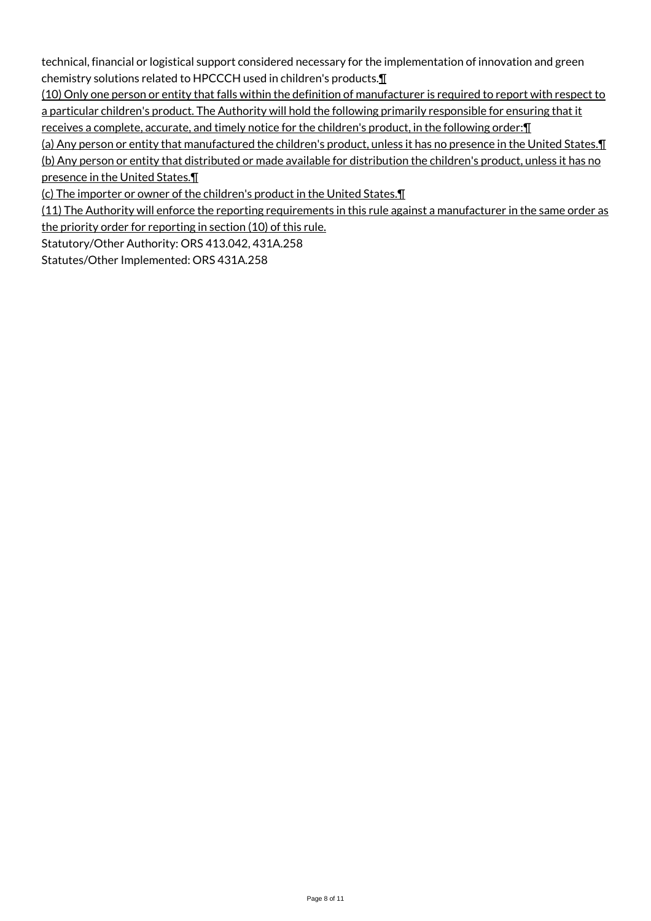technical, financial or logistical support considered necessary for the implementation of innovation and green chemistry solutions related to HPCCCH used in children's products.¶

(10) Only one person or entity that falls within the definition of manufacturer is required to report with respect to a particular children's product. The Authority will hold the following primarily responsible for ensuring that it receives a complete, accurate, and timely notice for the children's product, in the following order:¶

(a) Any person or entity that manufactured the children's product, unless it has no presence in the United States.¶

(b) Any person or entity that distributed or made available for distribution the children's product, unless it has no presence in the United States.¶

(c) The importer or owner of the children's product in the United States.¶

(11) The Authority will enforce the reporting requirements in this rule against a manufacturer in the same order as the priority order for reporting in section (10) of this rule.

Statutory/Other Authority: ORS 413.042, 431A.258

Statutes/Other Implemented: ORS 431A.258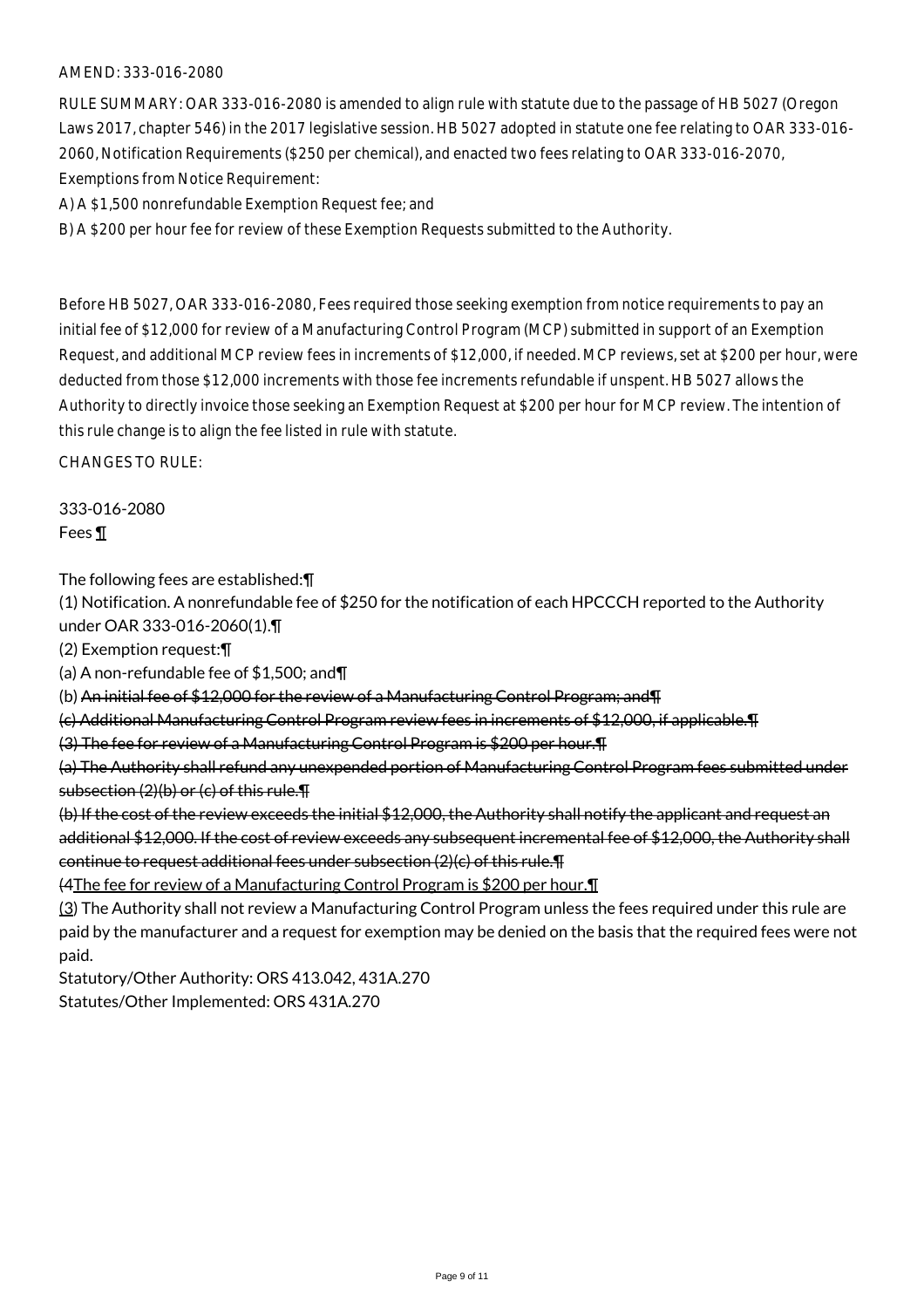AMEND: 333-016-2080

RULE SUMMARY: OAR 333-016-2080 is amended to align rule with statute due to the passage of HB 5027 (Oregon Laws 2017, chapter 546) in the 2017 legislative session. HB 5027 adopted in statute one fee relating to OAR 333-016-2060, Notification Requirements ($250 per chemical), and enacted two fees relating to OAR 333-016-2070, Exemptions from Notice Requirement:

A) A $1,500 nonrefundable Exemption Request fee; and

B) A $200 per hour fee for review of these Exemption Requests submitted to the Authority.

Before HB 5027, OAR 333-016-2080, Fees required those seeking exemption from notice requirements to pay an initial fee of $12,000 for review of a Manufacturing Control Program (MCP) submitted in support of an Exemption Request, and additional MCP review fees in increments of $12,000, if needed. MCP reviews, set at $200 per hour, were deducted from those $12,000 increments with those fee increments refundable if unspent. HB 5027 allows the Authority to directly invoice those seeking an Exemption Request at $200 per hour for MCP review. The intention of this rule change is to align the fee listed in rule with statute.

CHANGES TO RULE:

333-016-2080
Fees ¶

The following fees are established:¶

(1) Notification. A nonrefundable fee of $250 for the notification of each HPCCCH reported to the Authority under OAR 333-016-2060(1).¶

(2) Exemption request:¶

(a) A non-refundable fee of $1,500; and¶

(b) ~~An initial fee of $12,000 for the review of a Manufacturing Control Program; and¶~~

~~(c) Additional Manufacturing Control Program review fees in increments of $12,000, if applicable.¶~~

~~(3) The fee for review of a Manufacturing Control Program is $200 per hour.¶~~

~~(a) The Authority shall refund any unexpended portion of Manufacturing Control Program fees submitted under subsection (2)(b) or (c) of this rule.¶~~

~~(b) If the cost of the review exceeds the initial $12,000, the Authority shall notify the applicant and request an additional $12,000. If the cost of review exceeds any subsequent incremental fee of $12,000, the Authority shall continue to request additional fees under subsection (2)(c) of this rule.¶~~

~~(4~~The fee for review of a Manufacturing Control Program is $200 per hour.¶

(3) The Authority shall not review a Manufacturing Control Program unless the fees required under this rule are paid by the manufacturer and a request for exemption may be denied on the basis that the required fees were not paid.

Statutory/Other Authority: ORS 413.042, 431A.270

Statutes/Other Implemented: ORS 431A.270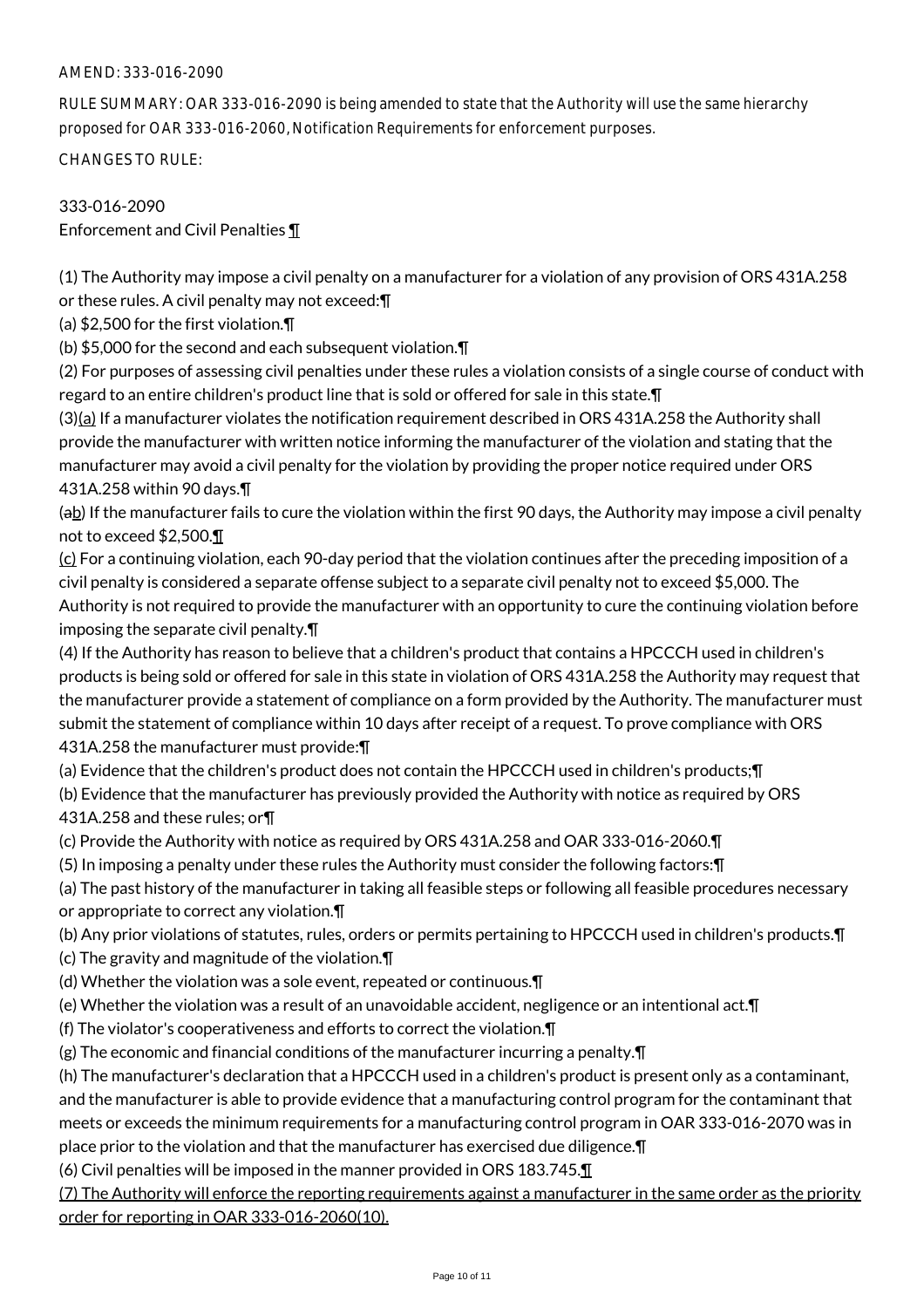AMEND: 333-016-2090

RULE SUMMARY: OAR 333-016-2090 is being amended to state that the Authority will use the same hierarchy proposed for OAR 333-016-2060, Notification Requirements for enforcement purposes.

CHANGES TO RULE:

333-016-2090
Enforcement and Civil Penalties ¶

(1) The Authority may impose a civil penalty on a manufacturer for a violation of any provision of ORS 431A.258 or these rules. A civil penalty may not exceed:¶
(a) $2,500 for the first violation.¶
(b) $5,000 for the second and each subsequent violation.¶
(2) For purposes of assessing civil penalties under these rules a violation consists of a single course of conduct with regard to an entire children's product line that is sold or offered for sale in this state.¶
(3)(a) If a manufacturer violates the notification requirement described in ORS 431A.258 the Authority shall provide the manufacturer with written notice informing the manufacturer of the violation and stating that the manufacturer may avoid a civil penalty for the violation by providing the proper notice required under ORS 431A.258 within 90 days.¶
(ab) If the manufacturer fails to cure the violation within the first 90 days, the Authority may impose a civil penalty not to exceed $2,500.¶
(c) For a continuing violation, each 90-day period that the violation continues after the preceding imposition of a civil penalty is considered a separate offense subject to a separate civil penalty not to exceed $5,000. The Authority is not required to provide the manufacturer with an opportunity to cure the continuing violation before imposing the separate civil penalty.¶
(4) If the Authority has reason to believe that a children's product that contains a HPCCCH used in children's products is being sold or offered for sale in this state in violation of ORS 431A.258 the Authority may request that the manufacturer provide a statement of compliance on a form provided by the Authority. The manufacturer must submit the statement of compliance within 10 days after receipt of a request. To prove compliance with ORS 431A.258 the manufacturer must provide:¶
(a) Evidence that the children's product does not contain the HPCCCH used in children's products;¶
(b) Evidence that the manufacturer has previously provided the Authority with notice as required by ORS 431A.258 and these rules; or¶
(c) Provide the Authority with notice as required by ORS 431A.258 and OAR 333-016-2060.¶
(5) In imposing a penalty under these rules the Authority must consider the following factors:¶
(a) The past history of the manufacturer in taking all feasible steps or following all feasible procedures necessary or appropriate to correct any violation.¶
(b) Any prior violations of statutes, rules, orders or permits pertaining to HPCCCH used in children's products.¶
(c) The gravity and magnitude of the violation.¶
(d) Whether the violation was a sole event, repeated or continuous.¶
(e) Whether the violation was a result of an unavoidable accident, negligence or an intentional act.¶
(f) The violator's cooperativeness and efforts to correct the violation.¶
(g) The economic and financial conditions of the manufacturer incurring a penalty.¶
(h) The manufacturer's declaration that a HPCCCH used in a children's product is present only as a contaminant, and the manufacturer is able to provide evidence that a manufacturing control program for the contaminant that meets or exceeds the minimum requirements for a manufacturing control program in OAR 333-016-2070 was in place prior to the violation and that the manufacturer has exercised due diligence.¶
(6) Civil penalties will be imposed in the manner provided in ORS 183.745.¶
(7) The Authority will enforce the reporting requirements against a manufacturer in the same order as the priority order for reporting in OAR 333-016-2060(10).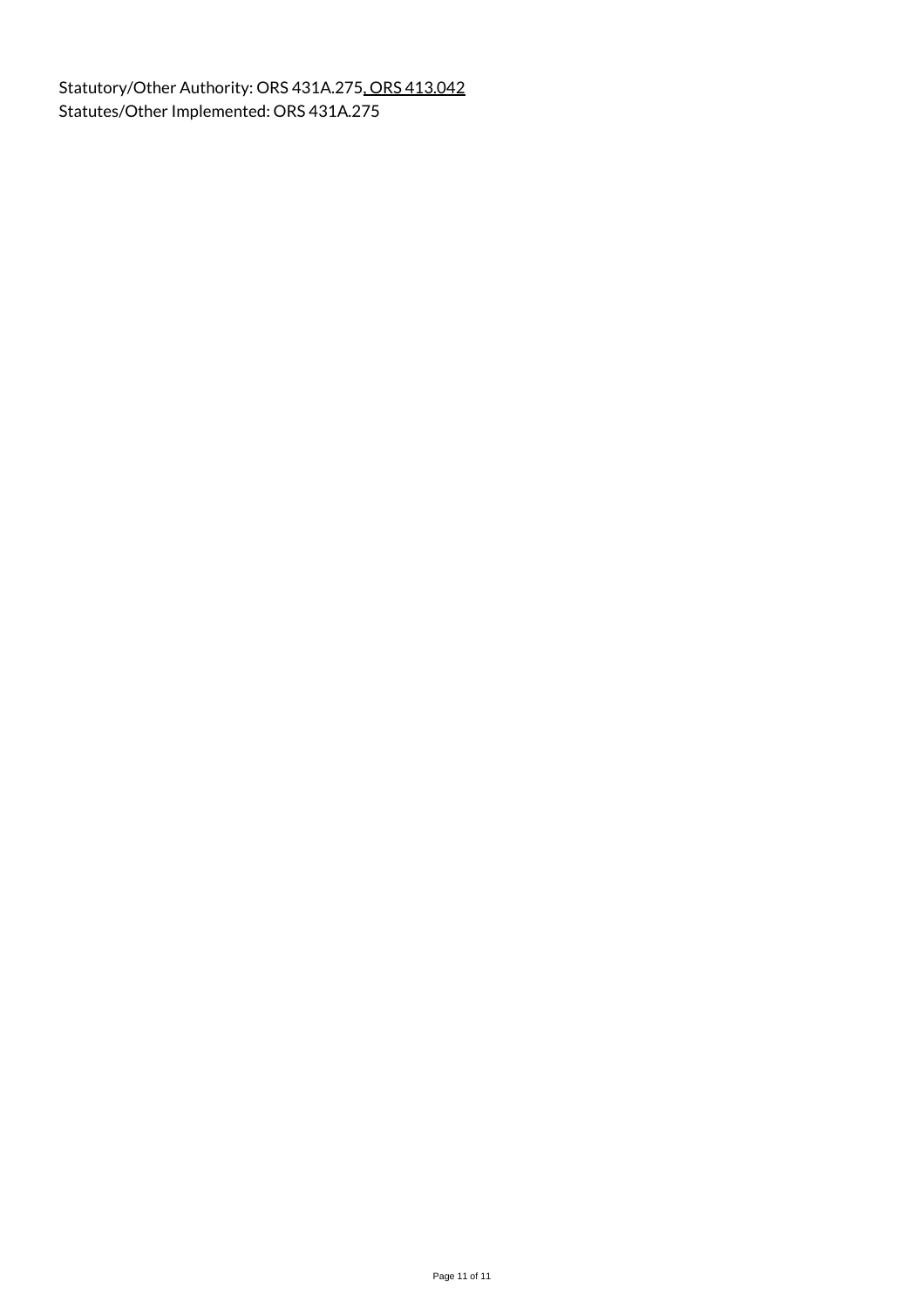Statutory/Other Authority: ORS 431A.275, ORS 413.042
Statutes/Other Implemented: ORS 431A.275